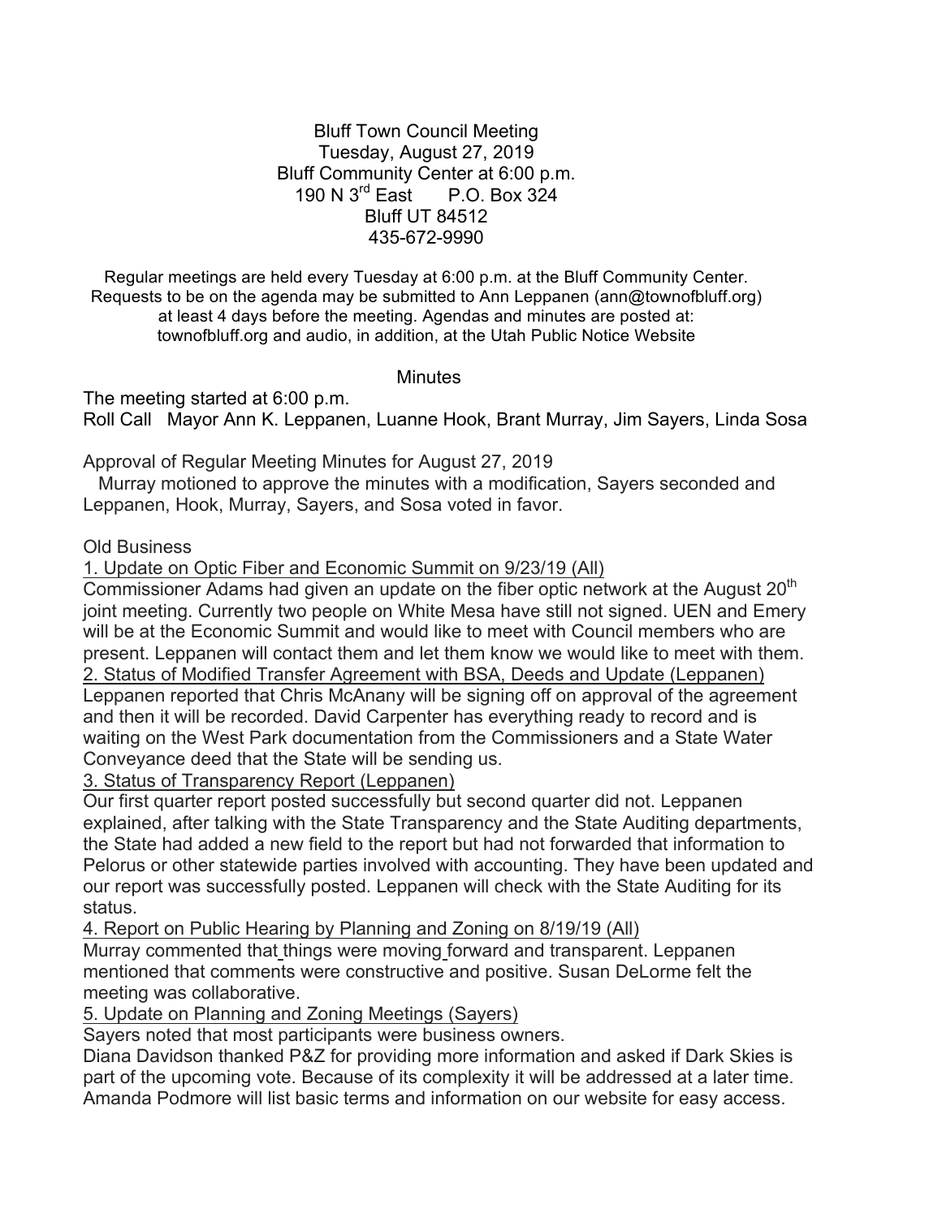Bluff Town Council Meeting
Tuesday, August 27, 2019
Bluff Community Center at 6:00 p.m.
190 N 3rd East     P.O. Box 324
Bluff UT 84512
435-672-9990

Regular meetings are held every Tuesday at 6:00 p.m. at the Bluff Community Center. Requests to be on the agenda may be submitted to Ann Leppanen (ann@townofbluff.org) at least 4 days before the meeting. Agendas and minutes are posted at: townofbluff.org and audio, in addition, at the Utah Public Notice Website

## Minutes

The meeting started at 6:00 p.m.
Roll Call   Mayor Ann K. Leppanen, Luanne Hook, Brant Murray, Jim Sayers, Linda Sosa

Approval of Regular Meeting Minutes for August 27, 2019
Murray motioned to approve the minutes with a modification, Sayers seconded and Leppanen, Hook, Murray, Sayers, and Sosa voted in favor.

Old Business

1. Update on Optic Fiber and Economic Summit on 9/23/19 (All)

Commissioner Adams had given an update on the fiber optic network at the August 20th joint meeting. Currently two people on White Mesa have still not signed. UEN and Emery will be at the Economic Summit and would like to meet with Council members who are present. Leppanen will contact them and let them know we would like to meet with them.

2. Status of Modified Transfer Agreement with BSA, Deeds and Update (Leppanen)

Leppanen reported that Chris McAnany will be signing off on approval of the agreement and then it will be recorded. David Carpenter has everything ready to record and is waiting on the West Park documentation from the Commissioners and a State Water Conveyance deed that the State will be sending us.

3. Status of Transparency Report (Leppanen)

Our first quarter report posted successfully but second quarter did not. Leppanen explained, after talking with the State Transparency and the State Auditing departments, the State had added a new field to the report but had not forwarded that information to Pelorus or other statewide parties involved with accounting. They have been updated and our report was successfully posted. Leppanen will check with the State Auditing for its status.

4. Report on Public Hearing by Planning and Zoning on 8/19/19 (All)

Murray commented that things were moving forward and transparent. Leppanen mentioned that comments were constructive and positive. Susan DeLorme felt the meeting was collaborative.

5. Update on Planning and Zoning Meetings (Sayers)

Sayers noted that most participants were business owners.
Diana Davidson thanked P&Z for providing more information and asked if Dark Skies is part of the upcoming vote. Because of its complexity it will be addressed at a later time. Amanda Podmore will list basic terms and information on our website for easy access.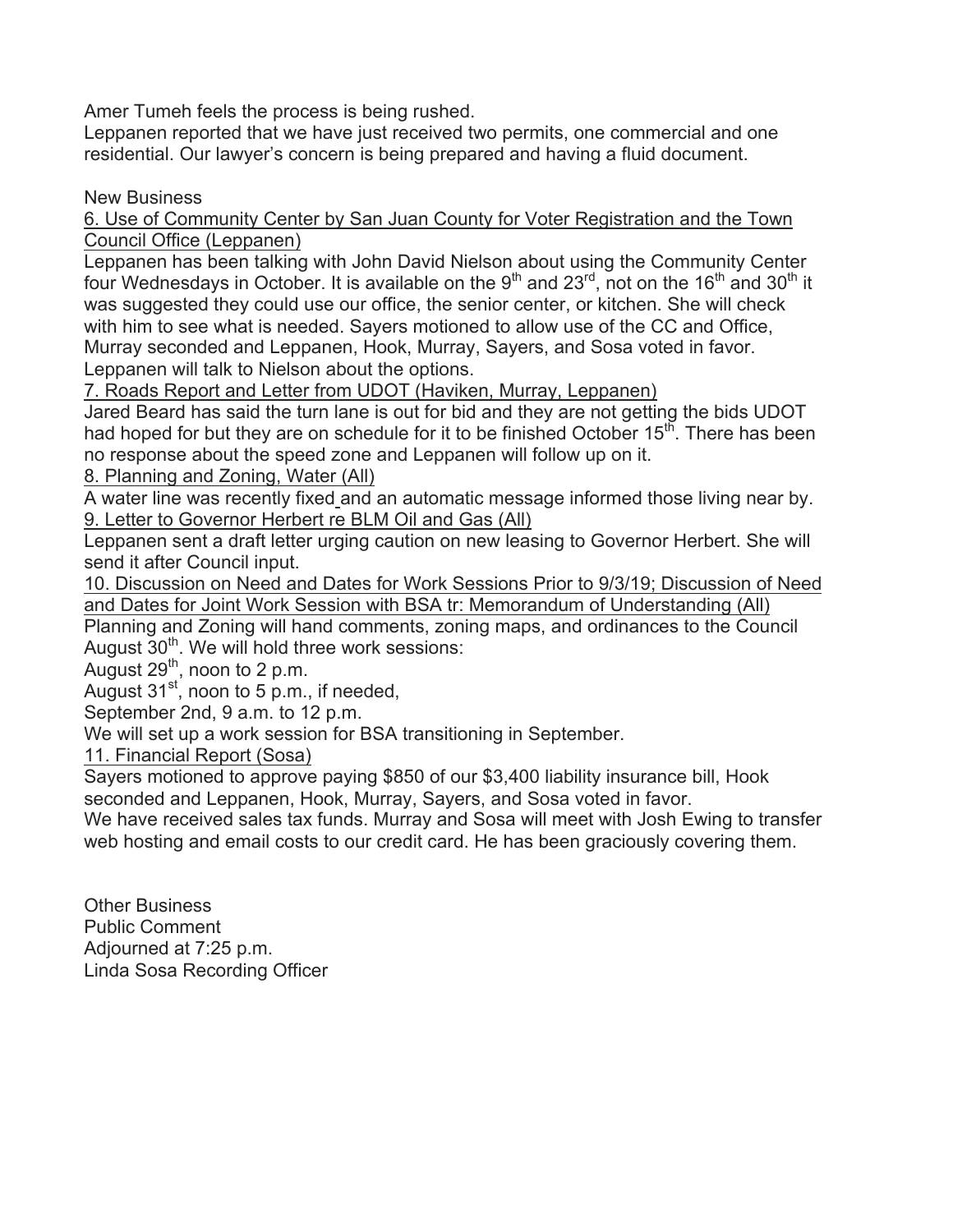Amer Tumeh feels the process is being rushed.
Leppanen reported that we have just received two permits, one commercial and one residential. Our lawyer's concern is being prepared and having a fluid document.

New Business

<u>6. Use of Community Center by San Juan County for Voter Registration and the Town Council Office (Leppanen)</u>

Leppanen has been talking with John David Nielson about using the Community Center four Wednesdays in October. It is available on the 9th and 23rd, not on the 16th and 30th it was suggested they could use our office, the senior center, or kitchen. She will check with him to see what is needed. Sayers motioned to allow use of the CC and Office, Murray seconded and Leppanen, Hook, Murray, Sayers, and Sosa voted in favor. Leppanen will talk to Nielson about the options.

<u>7. Roads Report and Letter from UDOT (Haviken, Murray, Leppanen)</u>

Jared Beard has said the turn lane is out for bid and they are not getting the bids UDOT had hoped for but they are on schedule for it to be finished October 15th. There has been no response about the speed zone and Leppanen will follow up on it.

<u>8. Planning and Zoning, Water (All)</u>

A water line was recently fixed and an automatic message informed those living near by.

<u>9. Letter to Governor Herbert re BLM Oil and Gas (All)</u>

Leppanen sent a draft letter urging caution on new leasing to Governor Herbert. She will send it after Council input.

<u>10. Discussion on Need and Dates for Work Sessions Prior to 9/3/19; Discussion of Need and Dates for Joint Work Session with BSA tr: Memorandum of Understanding (All)</u>

Planning and Zoning will hand comments, zoning maps, and ordinances to the Council August 30th. We will hold three work sessions:

August 29th, noon to 2 p.m.
August 31st, noon to 5 p.m., if needed,
September 2nd, 9 a.m. to 12 p.m.

We will set up a work session for BSA transitioning in September.

<u>11. Financial Report (Sosa)</u>

Sayers motioned to approve paying $850 of our $3,400 liability insurance bill, Hook seconded and Leppanen, Hook, Murray, Sayers, and Sosa voted in favor.
We have received sales tax funds. Murray and Sosa will meet with Josh Ewing to transfer web hosting and email costs to our credit card. He has been graciously covering them.

Other Business
Public Comment
Adjourned at 7:25 p.m.
Linda Sosa Recording Officer